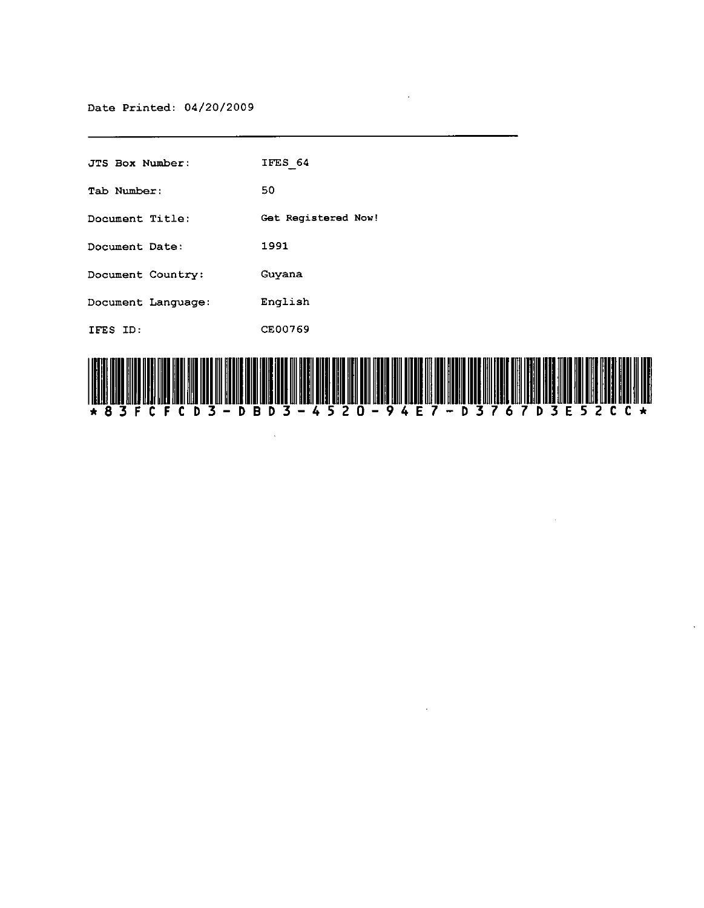Date Printed: 04/20/2009

---

| | |
|---|---|
| JTS Box Number: | IFES_64 |
| Tab Number: | 50 |
| Document Title: | Get Registered Now! |
| Document Date: | 1991 |
| Document Country: | Guyana |
| Document Language: | English |
| IFES ID: | CE00769 |

*83FCFCD3-DBD3-4520-94E7-D3767D3E52CC*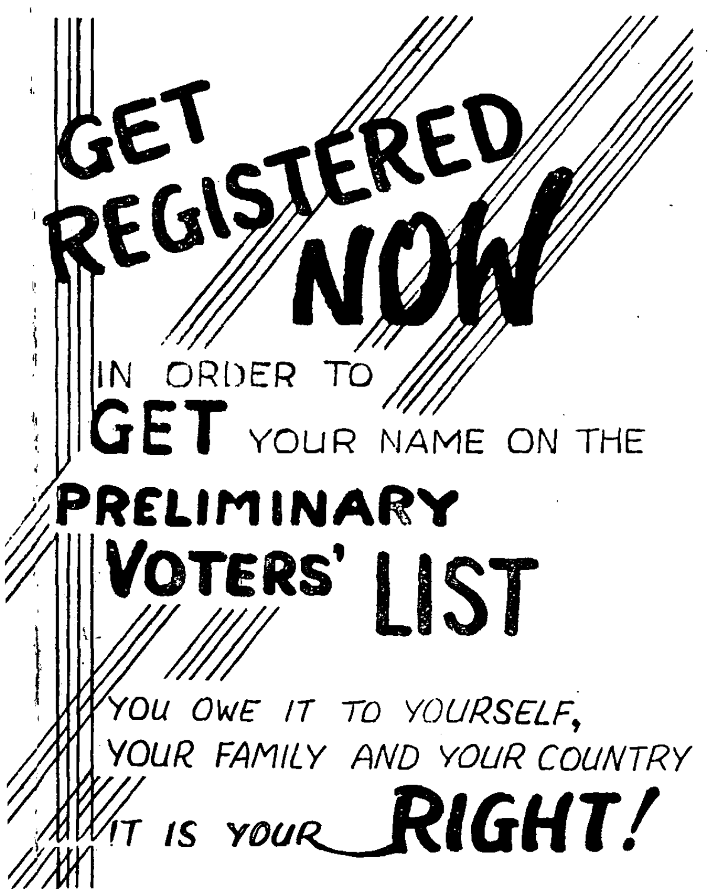# GET REGISTERED NOW

IN ORDER TO

**GET** YOUR NAME ON THE

## PRELIMINARY VOTERS' LIST

*YOU OWE IT TO YOURSELF, YOUR FAMILY AND YOUR COUNTRY*

*IT IS YOUR* ***RIGHT!***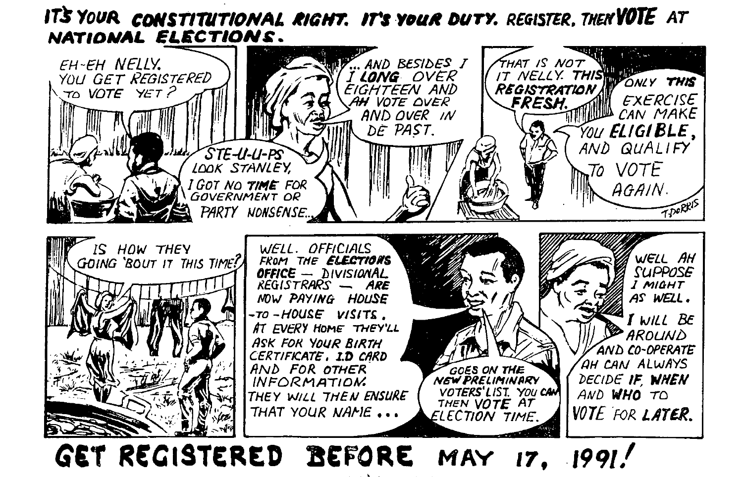**IT'S YOUR CONSTITUTIONAL RIGHT. IT'S YOUR DUTY. REGISTER, THEN VOTE AT NATIONAL ELECTIONS.**

EH-EH NELLY. YOU GET REGISTERED TO VOTE YET?

... AND BESIDES I I **LONG** OVER EIGHTEEN AND AH VOTE OVER AND OVER IN DE PAST.

STE-U-U-PS LOOK STANLEY, I GOT NO **TIME** FOR GOVERNMENT OR PARTY NONSENSE...

THAT IS NOT IT NELLY. **THIS REGISTRATION FRESH.**

ONLY **THIS** EXERCISE CAN MAKE YOU **ELIGIBLE**, AND QUALIFY TO VOTE AGAIN.

T-DORRIS

IS HOW THEY GOING 'BOUT IT THIS TIME?

WELL. OFFICIALS FROM THE **ELECTIONS OFFICE** — DIVISIONAL REGISTRARS — **ARE** NOW PAYING HOUSE-TO-HOUSE VISITS. AT EVERY HOME THEY'LL ASK FOR YOUR BIRTH CERTIFICATE, I.D CARD AND FOR OTHER INFORMATION. THEY WILL THEN ENSURE THAT YOUR NAME ...

GOES ON THE **NEW PRELIMINARY** VOTERS' LIST. YOU CAN THEN **VOTE** AT ELECTION TIME.

WELL AH SUPPOSE I MIGHT AS WELL. I WILL BE AROUND AND CO-OPERATE AH CAN ALWAYS DECIDE **IF, WHEN** AND **WHO** TO VOTE FOR **LATER**.

**GET REGISTERED BEFORE MAY 17, 1991!**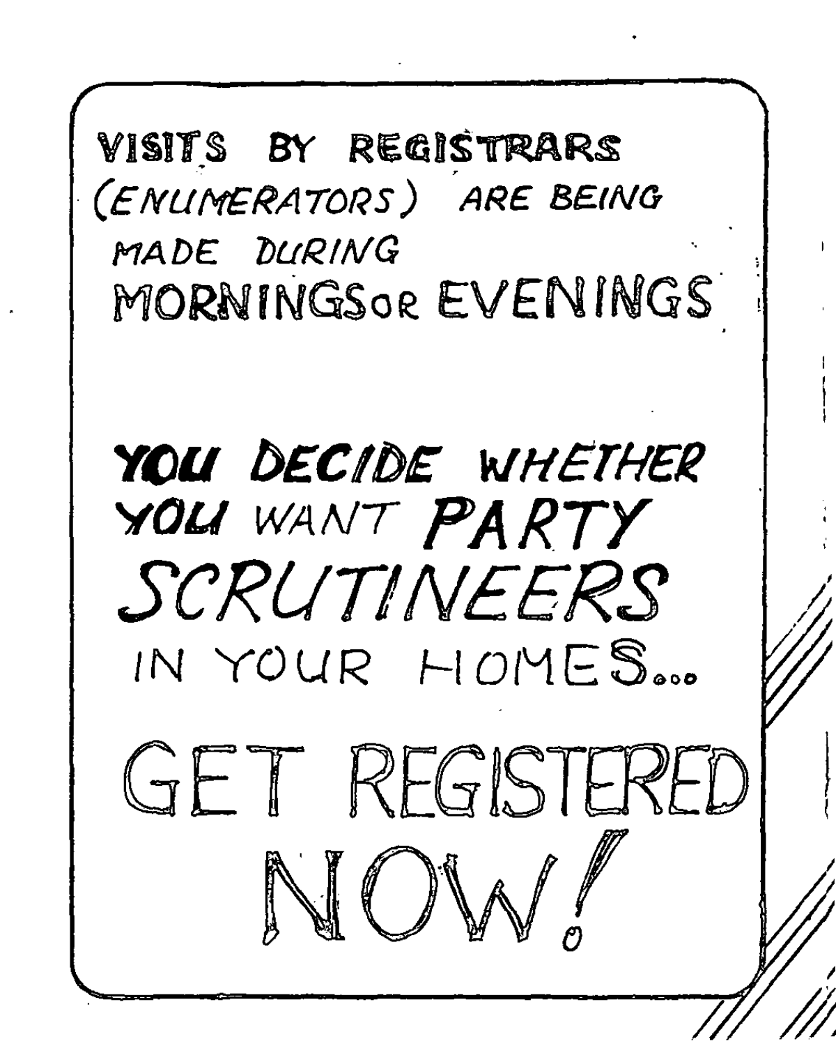VISITS BY REGISTRARS (ENUMERATORS) ARE BEING MADE DURING MORNINGS OR EVENINGS

**YOU DECIDE** WHETHER **YOU** WANT ***PARTY SCRUTINEERS*** IN YOUR HOMES...

# GET REGISTERED NOW!